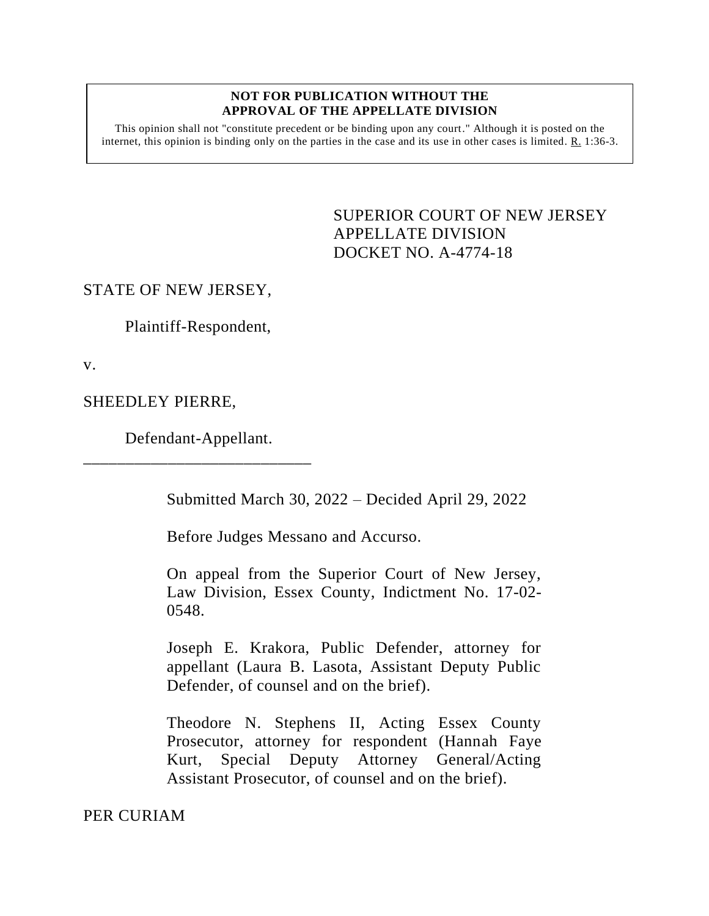**NOT FOR PUBLICATION WITHOUT THE APPROVAL OF THE APPELLATE DIVISION**

This opinion shall not "constitute precedent or be binding upon any court." Although it is posted on the internet, this opinion is binding only on the parties in the case and its use in other cases is limited. R. 1:36-3.

SUPERIOR COURT OF NEW JERSEY
APPELLATE DIVISION
DOCKET NO. A-4774-18

STATE OF NEW JERSEY,

Plaintiff-Respondent,

v.

SHEEDLEY PIERRE,

Defendant-Appellant.

\_\_\_\_\_\_\_\_\_\_\_\_\_\_\_\_\_\_\_\_\_\_\_\_\_\_\_\_

Submitted March 30, 2022 – Decided April 29, 2022

Before Judges Messano and Accurso.

On appeal from the Superior Court of New Jersey, Law Division, Essex County, Indictment No. 17-02-0548.

Joseph E. Krakora, Public Defender, attorney for appellant (Laura B. Lasota, Assistant Deputy Public Defender, of counsel and on the brief).

Theodore N. Stephens II, Acting Essex County Prosecutor, attorney for respondent (Hannah Faye Kurt, Special Deputy Attorney General/Acting Assistant Prosecutor, of counsel and on the brief).

PER CURIAM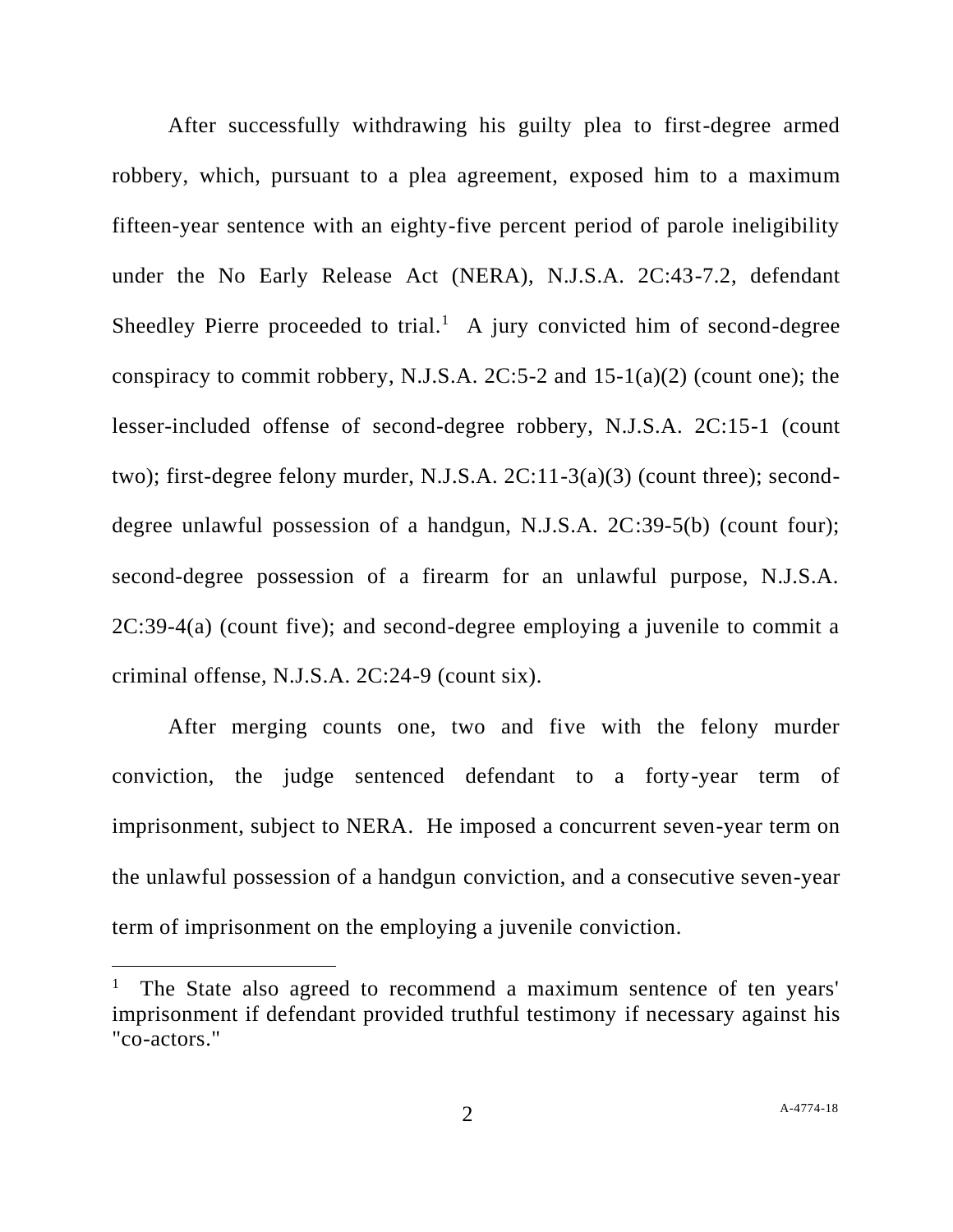After successfully withdrawing his guilty plea to first-degree armed robbery, which, pursuant to a plea agreement, exposed him to a maximum fifteen-year sentence with an eighty-five percent period of parole ineligibility under the No Early Release Act (NERA), N.J.S.A. 2C:43-7.2, defendant Sheedley Pierre proceeded to trial.[1] A jury convicted him of second-degree conspiracy to commit robbery, N.J.S.A. 2C:5-2 and 15-1(a)(2) (count one); the lesser-included offense of second-degree robbery, N.J.S.A. 2C:15-1 (count two); first-degree felony murder, N.J.S.A. 2C:11-3(a)(3) (count three); second-degree unlawful possession of a handgun, N.J.S.A. 2C:39-5(b) (count four); second-degree possession of a firearm for an unlawful purpose, N.J.S.A. 2C:39-4(a) (count five); and second-degree employing a juvenile to commit a criminal offense, N.J.S.A. 2C:24-9 (count six).

After merging counts one, two and five with the felony murder conviction, the judge sentenced defendant to a forty-year term of imprisonment, subject to NERA. He imposed a concurrent seven-year term on the unlawful possession of a handgun conviction, and a consecutive seven-year term of imprisonment on the employing a juvenile conviction.

[1] The State also agreed to recommend a maximum sentence of ten years' imprisonment if defendant provided truthful testimony if necessary against his "co-actors."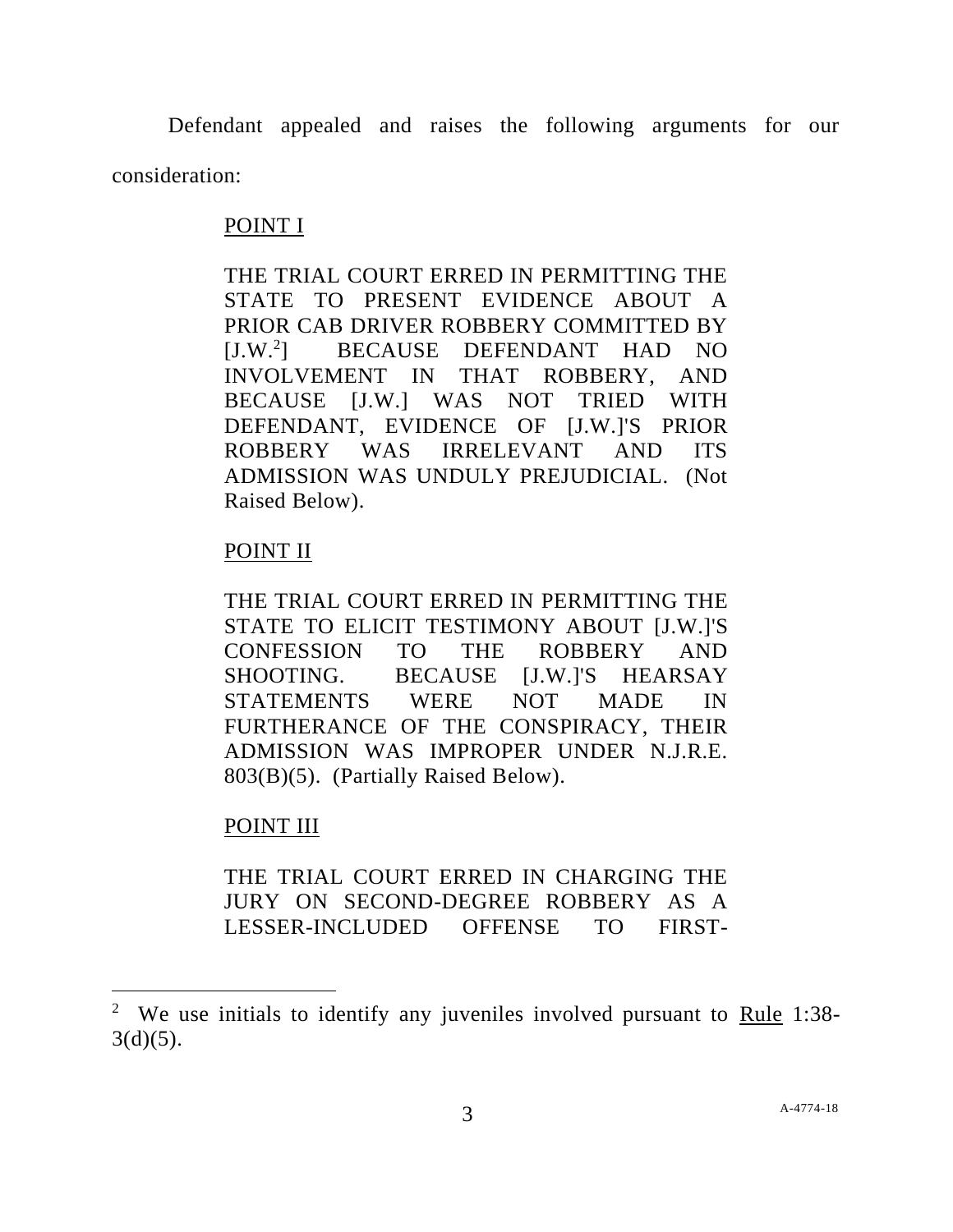Defendant appealed and raises the following arguments for our consideration:

POINT I

THE TRIAL COURT ERRED IN PERMITTING THE STATE TO PRESENT EVIDENCE ABOUT A PRIOR CAB DRIVER ROBBERY COMMITTED BY [J.W.[2]] BECAUSE DEFENDANT HAD NO INVOLVEMENT IN THAT ROBBERY, AND BECAUSE [J.W.] WAS NOT TRIED WITH DEFENDANT, EVIDENCE OF [J.W.]'S PRIOR ROBBERY WAS IRRELEVANT AND ITS ADMISSION WAS UNDULY PREJUDICIAL. (Not Raised Below).

POINT II

THE TRIAL COURT ERRED IN PERMITTING THE STATE TO ELICIT TESTIMONY ABOUT [J.W.]'S CONFESSION TO THE ROBBERY AND SHOOTING. BECAUSE [J.W.]'S HEARSAY STATEMENTS WERE NOT MADE IN FURTHERANCE OF THE CONSPIRACY, THEIR ADMISSION WAS IMPROPER UNDER N.J.R.E. 803(B)(5). (Partially Raised Below).

POINT III

THE TRIAL COURT ERRED IN CHARGING THE JURY ON SECOND-DEGREE ROBBERY AS A LESSER-INCLUDED OFFENSE TO FIRST-

[2] We use initials to identify any juveniles involved pursuant to Rule 1:38-3(d)(5).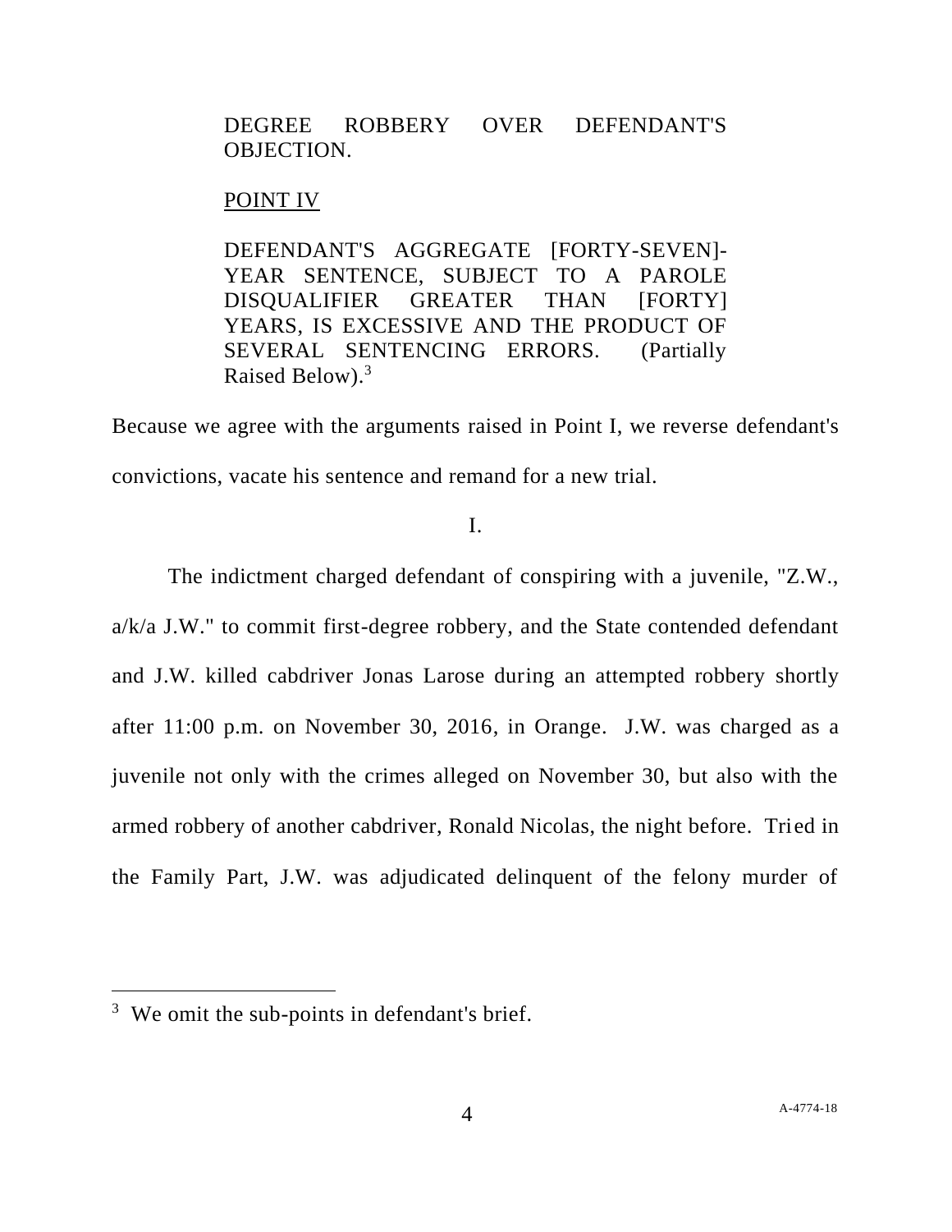DEGREE ROBBERY OVER DEFENDANT'S OBJECTION.

POINT IV

DEFENDANT'S AGGREGATE [FORTY-SEVEN]-YEAR SENTENCE, SUBJECT TO A PAROLE DISQUALIFIER GREATER THAN [FORTY] YEARS, IS EXCESSIVE AND THE PRODUCT OF SEVERAL SENTENCING ERRORS. (Partially Raised Below).[3]

Because we agree with the arguments raised in Point I, we reverse defendant's convictions, vacate his sentence and remand for a new trial.

I.

The indictment charged defendant of conspiring with a juvenile, "Z.W., a/k/a J.W." to commit first-degree robbery, and the State contended defendant and J.W. killed cabdriver Jonas Larose during an attempted robbery shortly after 11:00 p.m. on November 30, 2016, in Orange. J.W. was charged as a juvenile not only with the crimes alleged on November 30, but also with the armed robbery of another cabdriver, Ronald Nicolas, the night before. Tried in the Family Part, J.W. was adjudicated delinquent of the felony murder of

[3] We omit the sub-points in defendant's brief.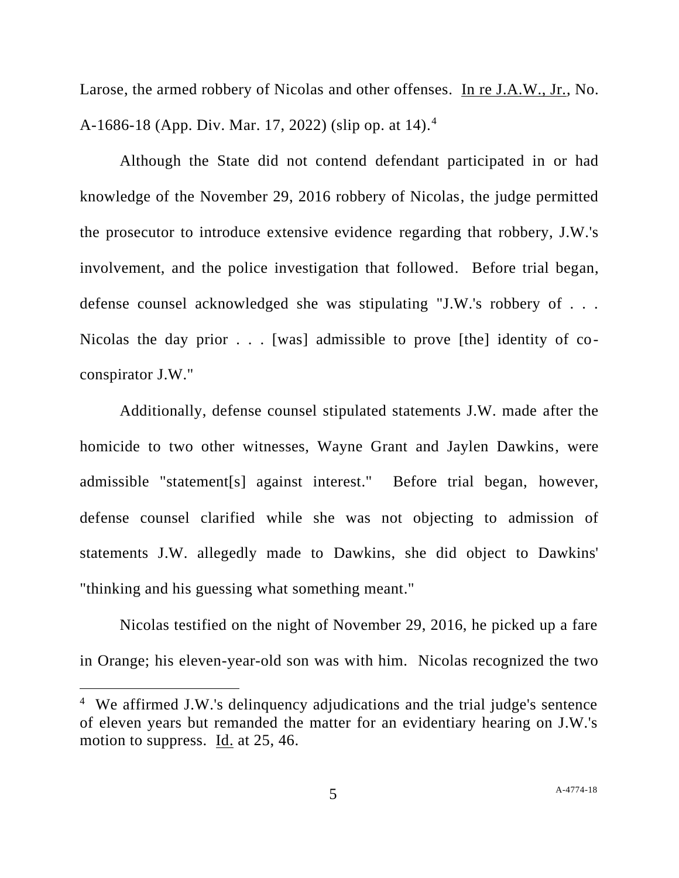Larose, the armed robbery of Nicolas and other offenses. In re J.A.W., Jr., No. A-1686-18 (App. Div. Mar. 17, 2022) (slip op. at 14).[4]

Although the State did not contend defendant participated in or had knowledge of the November 29, 2016 robbery of Nicolas, the judge permitted the prosecutor to introduce extensive evidence regarding that robbery, J.W.'s involvement, and the police investigation that followed. Before trial began, defense counsel acknowledged she was stipulating "J.W.'s robbery of . . . Nicolas the day prior . . . [was] admissible to prove [the] identity of co-conspirator J.W."

Additionally, defense counsel stipulated statements J.W. made after the homicide to two other witnesses, Wayne Grant and Jaylen Dawkins, were admissible "statement[s] against interest." Before trial began, however, defense counsel clarified while she was not objecting to admission of statements J.W. allegedly made to Dawkins, she did object to Dawkins' "thinking and his guessing what something meant."

Nicolas testified on the night of November 29, 2016, he picked up a fare in Orange; his eleven-year-old son was with him. Nicolas recognized the two

[4] We affirmed J.W.'s delinquency adjudications and the trial judge's sentence of eleven years but remanded the matter for an evidentiary hearing on J.W.'s motion to suppress. Id. at 25, 46.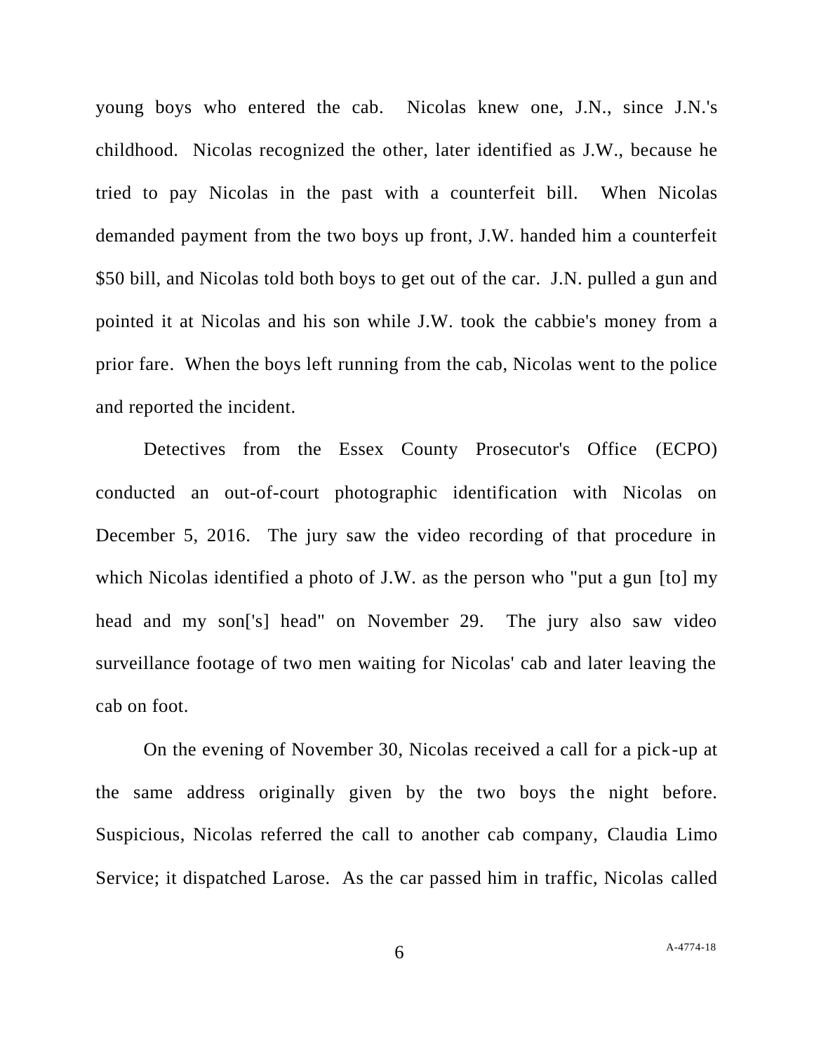young boys who entered the cab. Nicolas knew one, J.N., since J.N.'s childhood. Nicolas recognized the other, later identified as J.W., because he tried to pay Nicolas in the past with a counterfeit bill. When Nicolas demanded payment from the two boys up front, J.W. handed him a counterfeit $50 bill, and Nicolas told both boys to get out of the car. J.N. pulled a gun and pointed it at Nicolas and his son while J.W. took the cabbie's money from a prior fare. When the boys left running from the cab, Nicolas went to the police and reported the incident.

Detectives from the Essex County Prosecutor's Office (ECPO) conducted an out-of-court photographic identification with Nicolas on December 5, 2016. The jury saw the video recording of that procedure in which Nicolas identified a photo of J.W. as the person who "put a gun [to] my head and my son['s] head" on November 29. The jury also saw video surveillance footage of two men waiting for Nicolas' cab and later leaving the cab on foot.

On the evening of November 30, Nicolas received a call for a pick-up at the same address originally given by the two boys the night before. Suspicious, Nicolas referred the call to another cab company, Claudia Limo Service; it dispatched Larose. As the car passed him in traffic, Nicolas called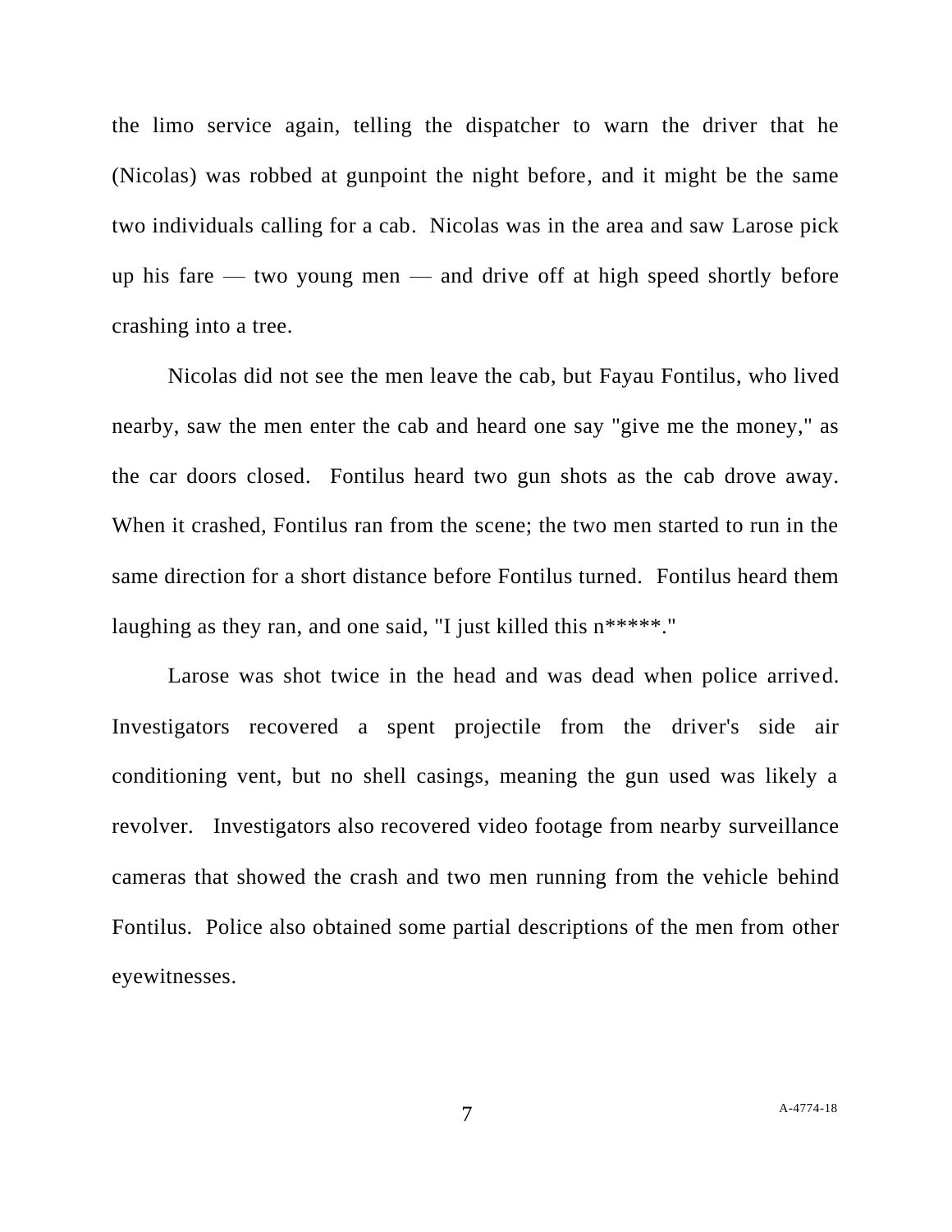the limo service again, telling the dispatcher to warn the driver that he (Nicolas) was robbed at gunpoint the night before, and it might be the same two individuals calling for a cab. Nicolas was in the area and saw Larose pick up his fare — two young men — and drive off at high speed shortly before crashing into a tree.

Nicolas did not see the men leave the cab, but Fayau Fontilus, who lived nearby, saw the men enter the cab and heard one say "give me the money," as the car doors closed. Fontilus heard two gun shots as the cab drove away. When it crashed, Fontilus ran from the scene; the two men started to run in the same direction for a short distance before Fontilus turned. Fontilus heard them laughing as they ran, and one said, "I just killed this n*****."

Larose was shot twice in the head and was dead when police arrived. Investigators recovered a spent projectile from the driver's side air conditioning vent, but no shell casings, meaning the gun used was likely a revolver. Investigators also recovered video footage from nearby surveillance cameras that showed the crash and two men running from the vehicle behind Fontilus. Police also obtained some partial descriptions of the men from other eyewitnesses.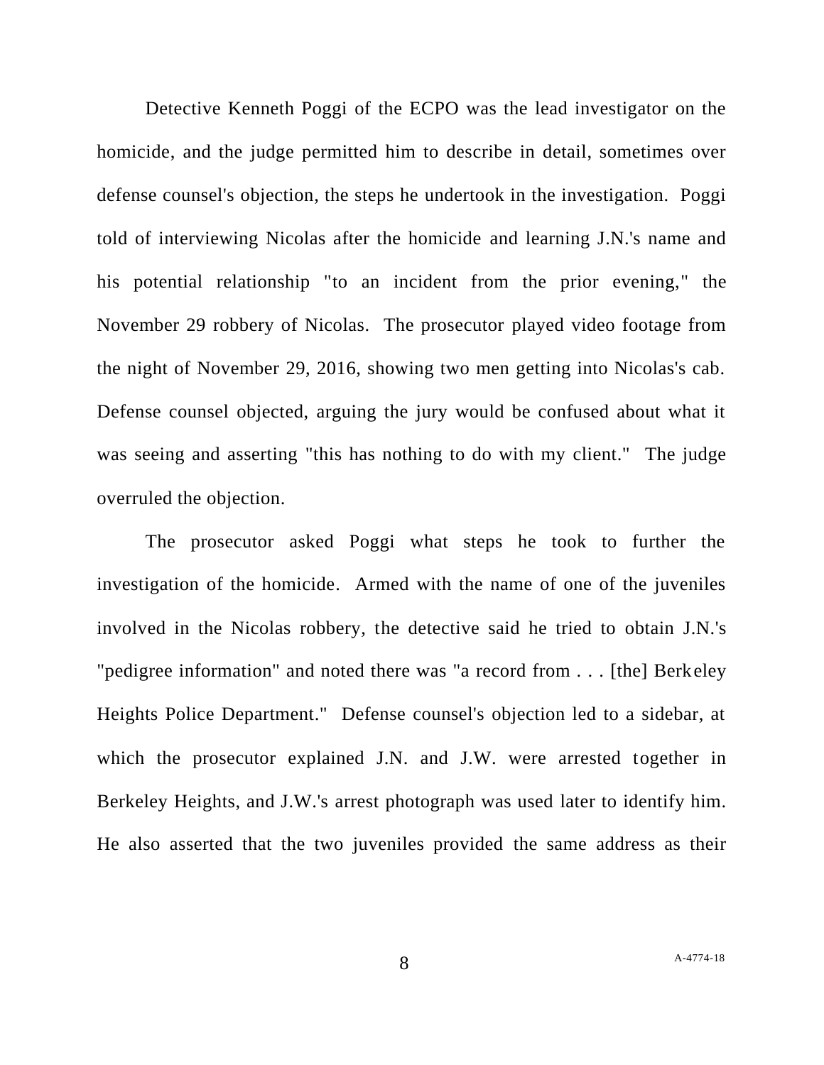Detective Kenneth Poggi of the ECPO was the lead investigator on the homicide, and the judge permitted him to describe in detail, sometimes over defense counsel's objection, the steps he undertook in the investigation. Poggi told of interviewing Nicolas after the homicide and learning J.N.'s name and his potential relationship "to an incident from the prior evening," the November 29 robbery of Nicolas. The prosecutor played video footage from the night of November 29, 2016, showing two men getting into Nicolas's cab. Defense counsel objected, arguing the jury would be confused about what it was seeing and asserting "this has nothing to do with my client." The judge overruled the objection.

The prosecutor asked Poggi what steps he took to further the investigation of the homicide. Armed with the name of one of the juveniles involved in the Nicolas robbery, the detective said he tried to obtain J.N.'s "pedigree information" and noted there was "a record from . . . [the] Berkeley Heights Police Department." Defense counsel's objection led to a sidebar, at which the prosecutor explained J.N. and J.W. were arrested together in Berkeley Heights, and J.W.'s arrest photograph was used later to identify him. He also asserted that the two juveniles provided the same address as their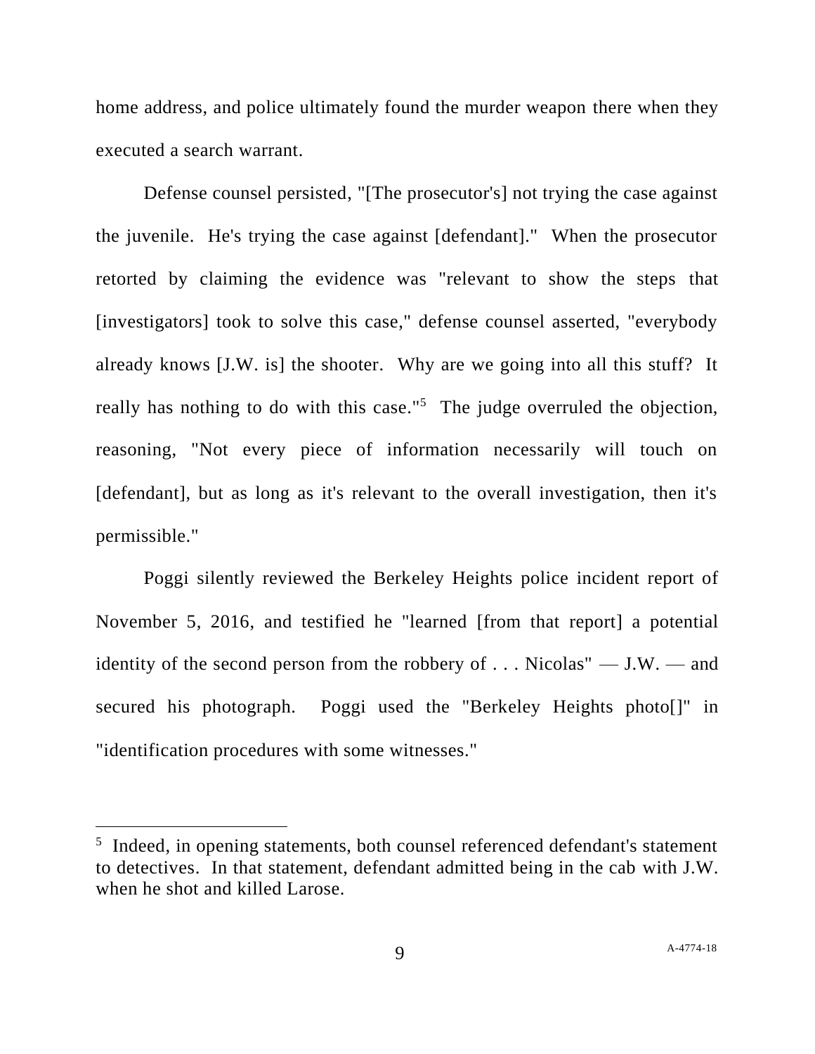home address, and police ultimately found the murder weapon there when they executed a search warrant.

Defense counsel persisted, "[The prosecutor's] not trying the case against the juvenile. He's trying the case against [defendant]." When the prosecutor retorted by claiming the evidence was "relevant to show the steps that [investigators] took to solve this case," defense counsel asserted, "everybody already knows [J.W. is] the shooter. Why are we going into all this stuff? It really has nothing to do with this case."[5] The judge overruled the objection, reasoning, "Not every piece of information necessarily will touch on [defendant], but as long as it's relevant to the overall investigation, then it's permissible."

Poggi silently reviewed the Berkeley Heights police incident report of November 5, 2016, and testified he "learned [from that report] a potential identity of the second person from the robbery of . . . Nicolas" — J.W. — and secured his photograph. Poggi used the "Berkeley Heights photo[]" in "identification procedures with some witnesses."

---

[5] Indeed, in opening statements, both counsel referenced defendant's statement to detectives. In that statement, defendant admitted being in the cab with J.W. when he shot and killed Larose.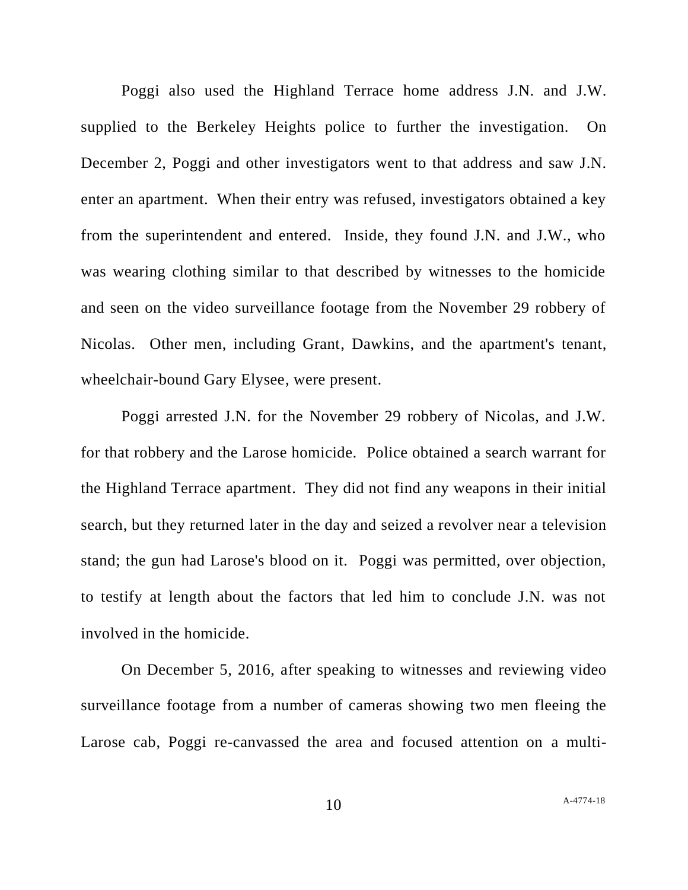Poggi also used the Highland Terrace home address J.N. and J.W. supplied to the Berkeley Heights police to further the investigation. On December 2, Poggi and other investigators went to that address and saw J.N. enter an apartment. When their entry was refused, investigators obtained a key from the superintendent and entered. Inside, they found J.N. and J.W., who was wearing clothing similar to that described by witnesses to the homicide and seen on the video surveillance footage from the November 29 robbery of Nicolas. Other men, including Grant, Dawkins, and the apartment's tenant, wheelchair-bound Gary Elysee, were present.

Poggi arrested J.N. for the November 29 robbery of Nicolas, and J.W. for that robbery and the Larose homicide. Police obtained a search warrant for the Highland Terrace apartment. They did not find any weapons in their initial search, but they returned later in the day and seized a revolver near a television stand; the gun had Larose's blood on it. Poggi was permitted, over objection, to testify at length about the factors that led him to conclude J.N. was not involved in the homicide.

On December 5, 2016, after speaking to witnesses and reviewing video surveillance footage from a number of cameras showing two men fleeing the Larose cab, Poggi re-canvassed the area and focused attention on a multi-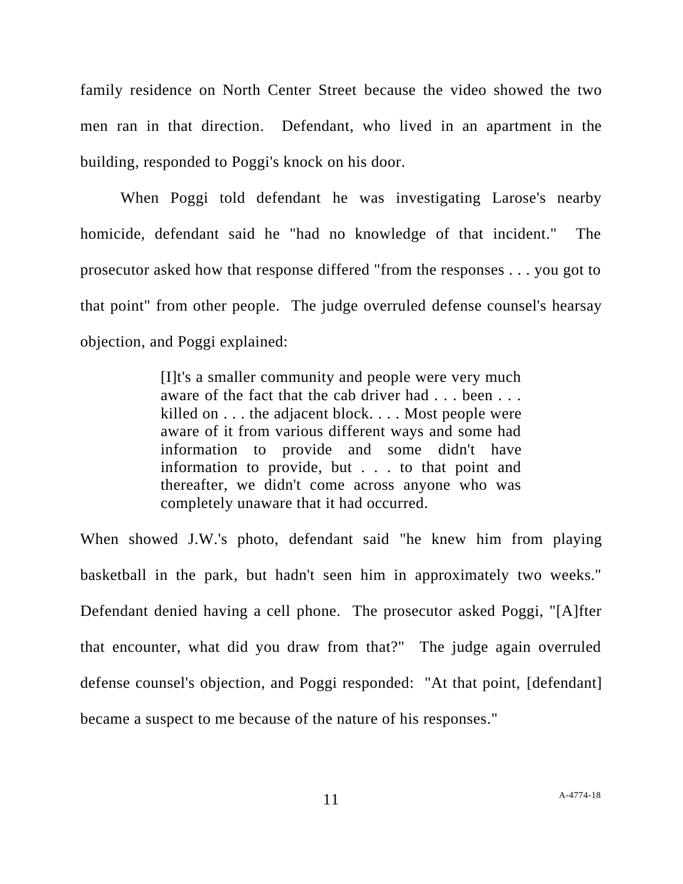family residence on North Center Street because the video showed the two men ran in that direction. Defendant, who lived in an apartment in the building, responded to Poggi's knock on his door.

When Poggi told defendant he was investigating Larose's nearby homicide, defendant said he "had no knowledge of that incident." The prosecutor asked how that response differed "from the responses . . . you got to that point" from other people. The judge overruled defense counsel's hearsay objection, and Poggi explained:

> [I]t's a smaller community and people were very much aware of the fact that the cab driver had . . . been . . . killed on . . . the adjacent block. . . . Most people were aware of it from various different ways and some had information to provide and some didn't have information to provide, but . . . to that point and thereafter, we didn't come across anyone who was completely unaware that it had occurred.

When showed J.W.'s photo, defendant said "he knew him from playing basketball in the park, but hadn't seen him in approximately two weeks." Defendant denied having a cell phone. The prosecutor asked Poggi, "[A]fter that encounter, what did you draw from that?" The judge again overruled defense counsel's objection, and Poggi responded: "At that point, [defendant] became a suspect to me because of the nature of his responses."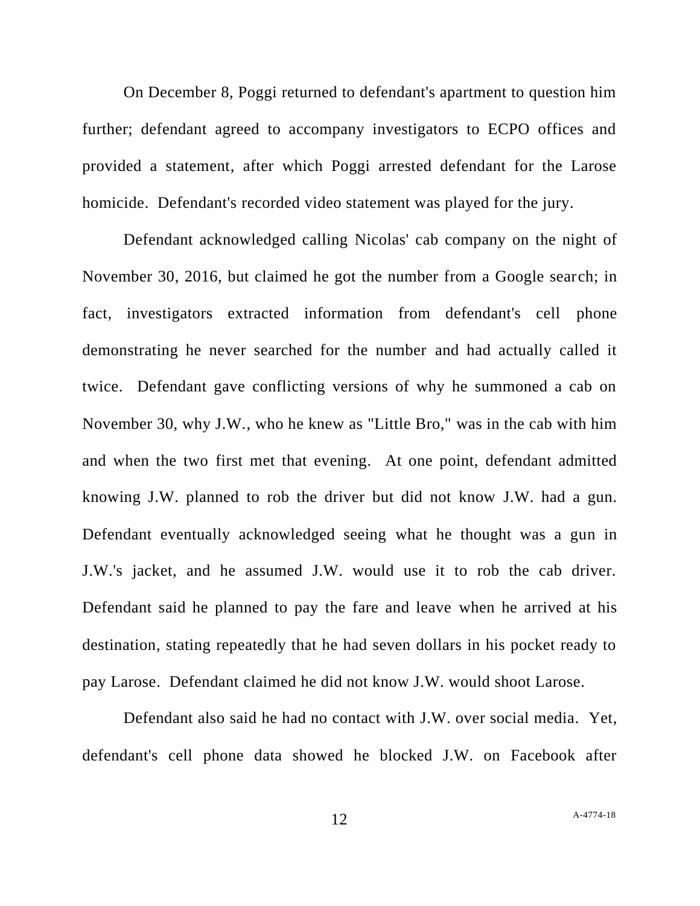On December 8, Poggi returned to defendant's apartment to question him further; defendant agreed to accompany investigators to ECPO offices and provided a statement, after which Poggi arrested defendant for the Larose homicide. Defendant's recorded video statement was played for the jury.

Defendant acknowledged calling Nicolas' cab company on the night of November 30, 2016, but claimed he got the number from a Google search; in fact, investigators extracted information from defendant's cell phone demonstrating he never searched for the number and had actually called it twice. Defendant gave conflicting versions of why he summoned a cab on November 30, why J.W., who he knew as "Little Bro," was in the cab with him and when the two first met that evening. At one point, defendant admitted knowing J.W. planned to rob the driver but did not know J.W. had a gun. Defendant eventually acknowledged seeing what he thought was a gun in J.W.'s jacket, and he assumed J.W. would use it to rob the cab driver. Defendant said he planned to pay the fare and leave when he arrived at his destination, stating repeatedly that he had seven dollars in his pocket ready to pay Larose. Defendant claimed he did not know J.W. would shoot Larose.

Defendant also said he had no contact with J.W. over social media. Yet, defendant's cell phone data showed he blocked J.W. on Facebook after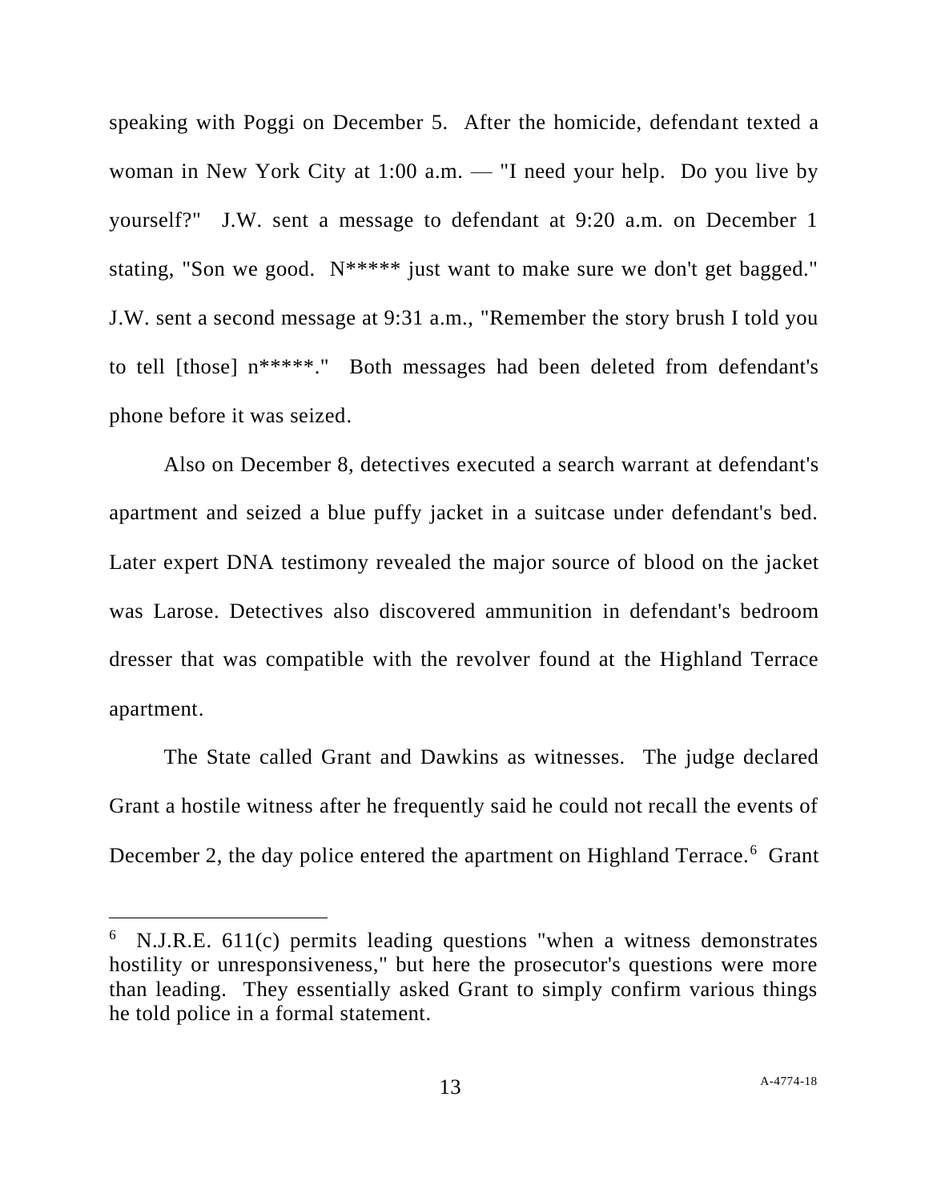speaking with Poggi on December 5. After the homicide, defendant texted a woman in New York City at 1:00 a.m. — "I need your help. Do you live by yourself?" J.W. sent a message to defendant at 9:20 a.m. on December 1 stating, "Son we good. N***** just want to make sure we don't get bagged." J.W. sent a second message at 9:31 a.m., "Remember the story brush I told you to tell [those] n*****." Both messages had been deleted from defendant's phone before it was seized.

Also on December 8, detectives executed a search warrant at defendant's apartment and seized a blue puffy jacket in a suitcase under defendant's bed. Later expert DNA testimony revealed the major source of blood on the jacket was Larose. Detectives also discovered ammunition in defendant's bedroom dresser that was compatible with the revolver found at the Highland Terrace apartment.

The State called Grant and Dawkins as witnesses. The judge declared Grant a hostile witness after he frequently said he could not recall the events of December 2, the day police entered the apartment on Highland Terrace.[6] Grant

---

[6] N.J.R.E. 611(c) permits leading questions "when a witness demonstrates hostility or unresponsiveness," but here the prosecutor's questions were more than leading. They essentially asked Grant to simply confirm various things he told police in a formal statement.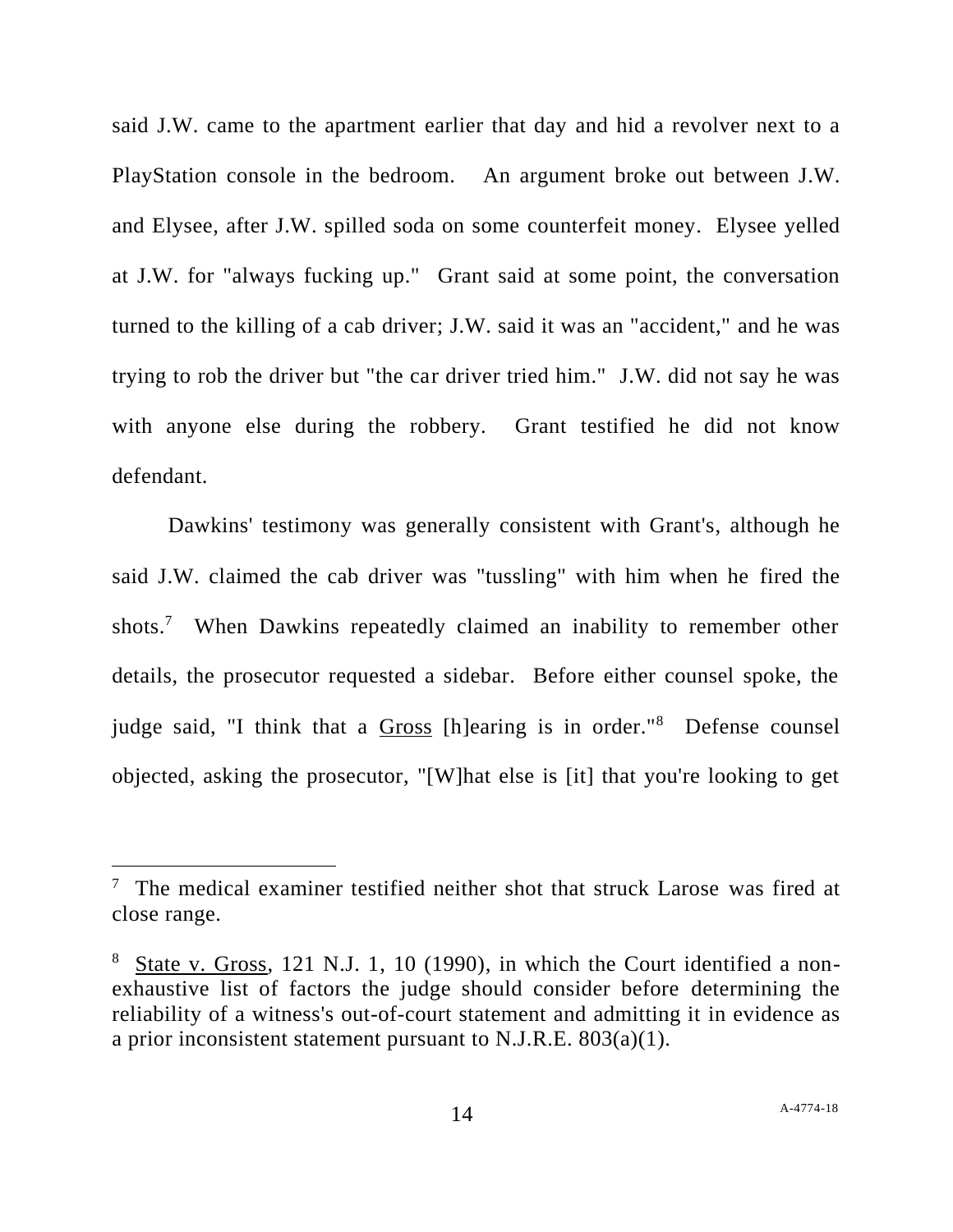said J.W. came to the apartment earlier that day and hid a revolver next to a PlayStation console in the bedroom. An argument broke out between J.W. and Elysee, after J.W. spilled soda on some counterfeit money. Elysee yelled at J.W. for "always fucking up." Grant said at some point, the conversation turned to the killing of a cab driver; J.W. said it was an "accident," and he was trying to rob the driver but "the car driver tried him." J.W. did not say he was with anyone else during the robbery. Grant testified he did not know defendant.

Dawkins' testimony was generally consistent with Grant's, although he said J.W. claimed the cab driver was "tussling" with him when he fired the shots.[7] When Dawkins repeatedly claimed an inability to remember other details, the prosecutor requested a sidebar. Before either counsel spoke, the judge said, "I think that a Gross [h]earing is in order."[8] Defense counsel objected, asking the prosecutor, "[W]hat else is [it] that you're looking to get

---

[7] The medical examiner testified neither shot that struck Larose was fired at close range.

[8] State v. Gross, 121 N.J. 1, 10 (1990), in which the Court identified a non-exhaustive list of factors the judge should consider before determining the reliability of a witness's out-of-court statement and admitting it in evidence as a prior inconsistent statement pursuant to N.J.R.E. 803(a)(1).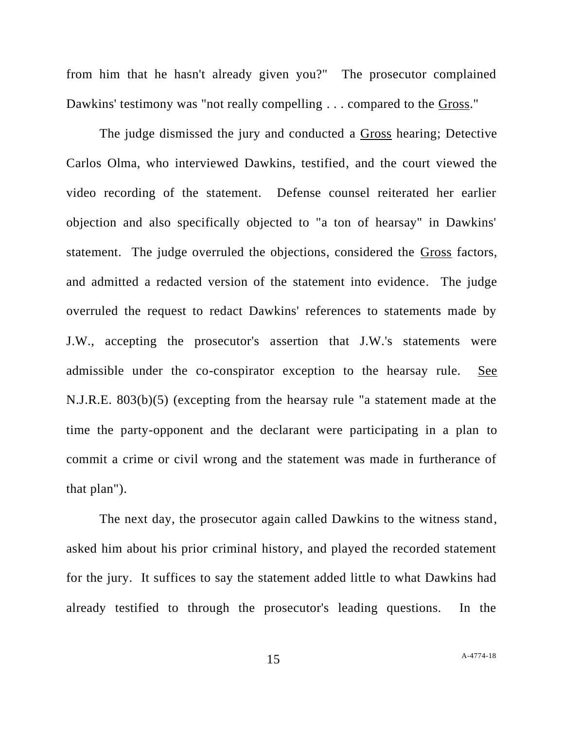from him that he hasn't already given you?" The prosecutor complained Dawkins' testimony was "not really compelling . . . compared to the Gross."

The judge dismissed the jury and conducted a Gross hearing; Detective Carlos Olma, who interviewed Dawkins, testified, and the court viewed the video recording of the statement. Defense counsel reiterated her earlier objection and also specifically objected to "a ton of hearsay" in Dawkins' statement. The judge overruled the objections, considered the Gross factors, and admitted a redacted version of the statement into evidence. The judge overruled the request to redact Dawkins' references to statements made by J.W., accepting the prosecutor's assertion that J.W.'s statements were admissible under the co-conspirator exception to the hearsay rule. See N.J.R.E. 803(b)(5) (excepting from the hearsay rule "a statement made at the time the party-opponent and the declarant were participating in a plan to commit a crime or civil wrong and the statement was made in furtherance of that plan").

The next day, the prosecutor again called Dawkins to the witness stand, asked him about his prior criminal history, and played the recorded statement for the jury. It suffices to say the statement added little to what Dawkins had already testified to through the prosecutor's leading questions. In the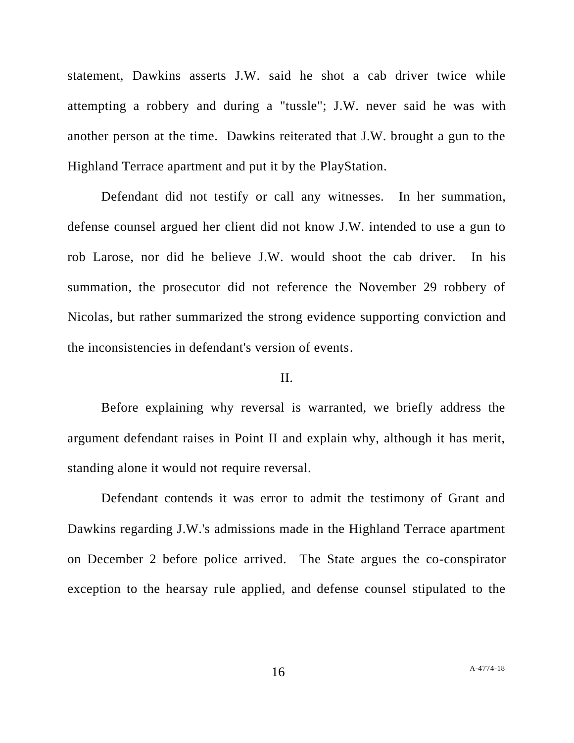statement, Dawkins asserts J.W. said he shot a cab driver twice while attempting a robbery and during a "tussle"; J.W. never said he was with another person at the time. Dawkins reiterated that J.W. brought a gun to the Highland Terrace apartment and put it by the PlayStation.

Defendant did not testify or call any witnesses. In her summation, defense counsel argued her client did not know J.W. intended to use a gun to rob Larose, nor did he believe J.W. would shoot the cab driver. In his summation, the prosecutor did not reference the November 29 robbery of Nicolas, but rather summarized the strong evidence supporting conviction and the inconsistencies in defendant's version of events.

## II.

Before explaining why reversal is warranted, we briefly address the argument defendant raises in Point II and explain why, although it has merit, standing alone it would not require reversal.

Defendant contends it was error to admit the testimony of Grant and Dawkins regarding J.W.'s admissions made in the Highland Terrace apartment on December 2 before police arrived. The State argues the co-conspirator exception to the hearsay rule applied, and defense counsel stipulated to the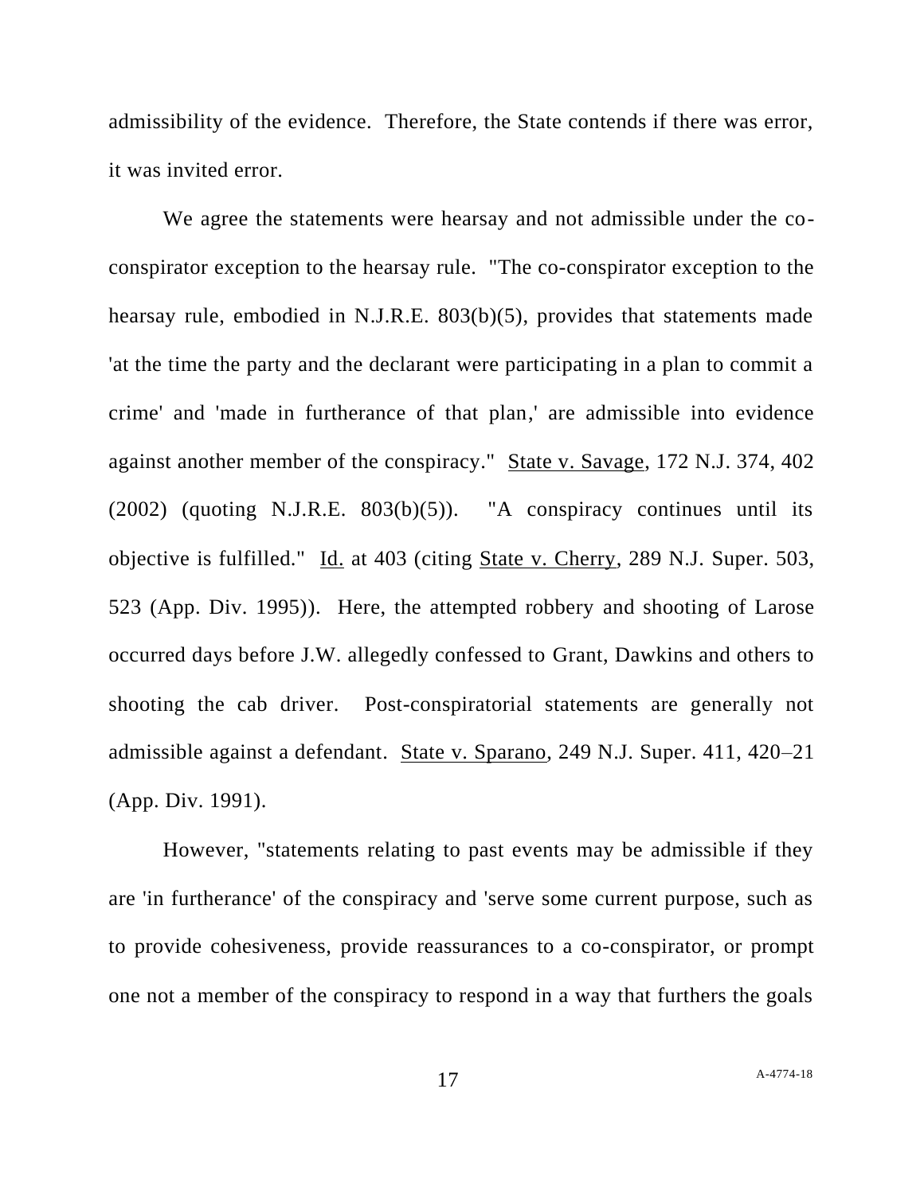admissibility of the evidence. Therefore, the State contends if there was error, it was invited error.

We agree the statements were hearsay and not admissible under the co-conspirator exception to the hearsay rule. "The co-conspirator exception to the hearsay rule, embodied in N.J.R.E. 803(b)(5), provides that statements made 'at the time the party and the declarant were participating in a plan to commit a crime' and 'made in furtherance of that plan,' are admissible into evidence against another member of the conspiracy." State v. Savage, 172 N.J. 374, 402 (2002) (quoting N.J.R.E. 803(b)(5)). "A conspiracy continues until its objective is fulfilled." Id. at 403 (citing State v. Cherry, 289 N.J. Super. 503, 523 (App. Div. 1995)). Here, the attempted robbery and shooting of Larose occurred days before J.W. allegedly confessed to Grant, Dawkins and others to shooting the cab driver. Post-conspiratorial statements are generally not admissible against a defendant. State v. Sparano, 249 N.J. Super. 411, 420–21 (App. Div. 1991).

However, "statements relating to past events may be admissible if they are 'in furtherance' of the conspiracy and 'serve some current purpose, such as to provide cohesiveness, provide reassurances to a co-conspirator, or prompt one not a member of the conspiracy to respond in a way that furthers the goals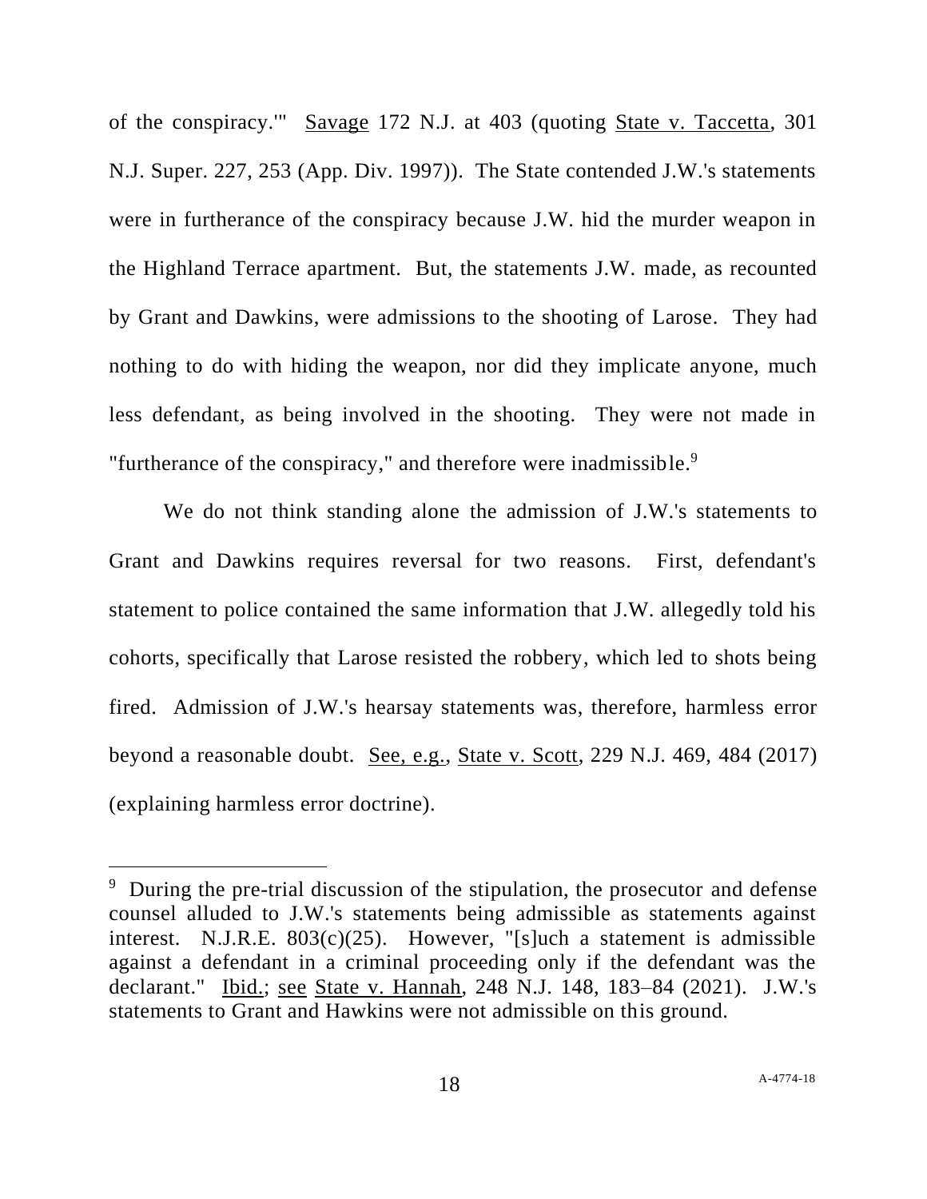of the conspiracy.'" Savage 172 N.J. at 403 (quoting State v. Taccetta, 301 N.J. Super. 227, 253 (App. Div. 1997)). The State contended J.W.'s statements were in furtherance of the conspiracy because J.W. hid the murder weapon in the Highland Terrace apartment. But, the statements J.W. made, as recounted by Grant and Dawkins, were admissions to the shooting of Larose. They had nothing to do with hiding the weapon, nor did they implicate anyone, much less defendant, as being involved in the shooting. They were not made in "furtherance of the conspiracy," and therefore were inadmissible.[9]

We do not think standing alone the admission of J.W.'s statements to Grant and Dawkins requires reversal for two reasons. First, defendant's statement to police contained the same information that J.W. allegedly told his cohorts, specifically that Larose resisted the robbery, which led to shots being fired. Admission of J.W.'s hearsay statements was, therefore, harmless error beyond a reasonable doubt. See, e.g., State v. Scott, 229 N.J. 469, 484 (2017) (explaining harmless error doctrine).

---

[9] During the pre-trial discussion of the stipulation, the prosecutor and defense counsel alluded to J.W.'s statements being admissible as statements against interest. N.J.R.E. 803(c)(25). However, "[s]uch a statement is admissible against a defendant in a criminal proceeding only if the defendant was the declarant." Ibid.; see State v. Hannah, 248 N.J. 148, 183–84 (2021). J.W.'s statements to Grant and Hawkins were not admissible on this ground.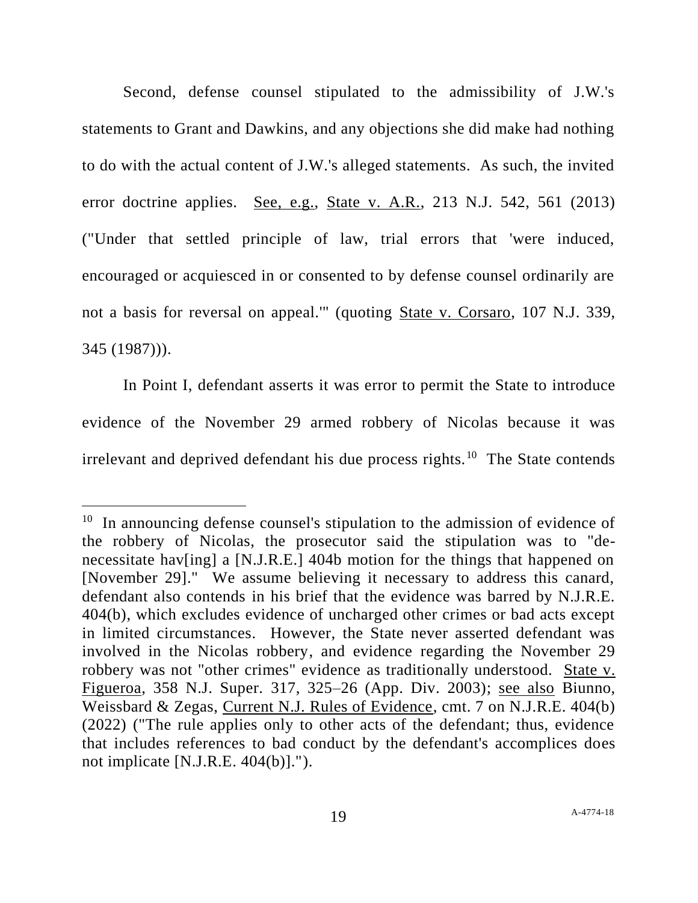Second, defense counsel stipulated to the admissibility of J.W.'s statements to Grant and Dawkins, and any objections she did make had nothing to do with the actual content of J.W.'s alleged statements. As such, the invited error doctrine applies. See, e.g., State v. A.R., 213 N.J. 542, 561 (2013) ("Under that settled principle of law, trial errors that 'were induced, encouraged or acquiesced in or consented to by defense counsel ordinarily are not a basis for reversal on appeal.'" (quoting State v. Corsaro, 107 N.J. 339, 345 (1987))).

In Point I, defendant asserts it was error to permit the State to introduce evidence of the November 29 armed robbery of Nicolas because it was irrelevant and deprived defendant his due process rights.[10] The State contends

---

[10] In announcing defense counsel's stipulation to the admission of evidence of the robbery of Nicolas, the prosecutor said the stipulation was to "de-necessitate hav[ing] a [N.J.R.E.] 404b motion for the things that happened on [November 29]." We assume believing it necessary to address this canard, defendant also contends in his brief that the evidence was barred by N.J.R.E. 404(b), which excludes evidence of uncharged other crimes or bad acts except in limited circumstances. However, the State never asserted defendant was involved in the Nicolas robbery, and evidence regarding the November 29 robbery was not "other crimes" evidence as traditionally understood. State v. Figueroa, 358 N.J. Super. 317, 325–26 (App. Div. 2003); see also Biunno, Weissbard & Zegas, Current N.J. Rules of Evidence, cmt. 7 on N.J.R.E. 404(b) (2022) ("The rule applies only to other acts of the defendant; thus, evidence that includes references to bad conduct by the defendant's accomplices does not implicate [N.J.R.E. 404(b)].").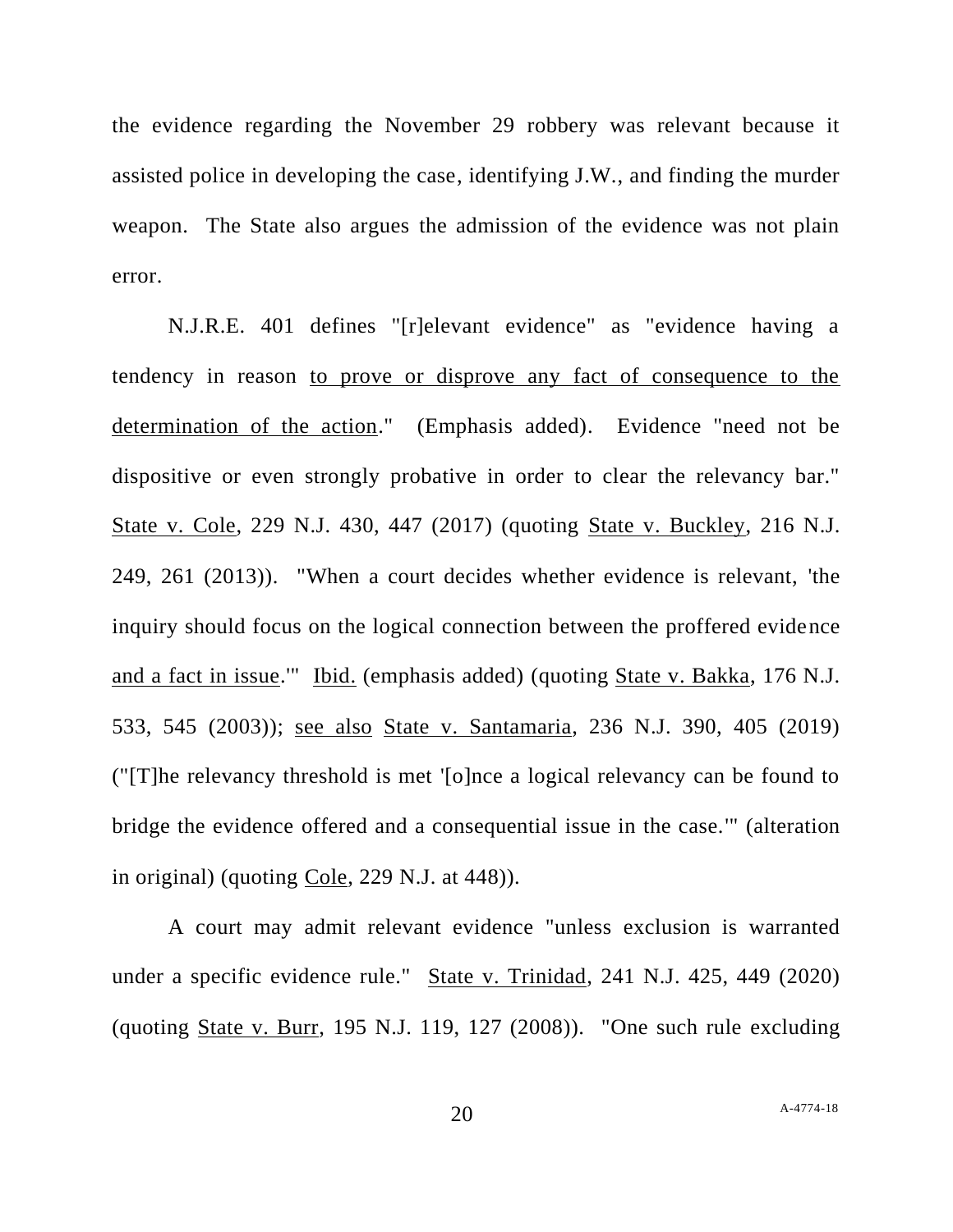the evidence regarding the November 29 robbery was relevant because it assisted police in developing the case, identifying J.W., and finding the murder weapon. The State also argues the admission of the evidence was not plain error.

N.J.R.E. 401 defines "[r]elevant evidence" as "evidence having a tendency in reason <u>to prove or disprove any fact of consequence to the determination of the action</u>." (Emphasis added). Evidence "need not be dispositive or even strongly probative in order to clear the relevancy bar." <u>State v. Cole</u>, 229 N.J. 430, 447 (2017) (quoting <u>State v. Buckley</u>, 216 N.J. 249, 261 (2013)). "When a court decides whether evidence is relevant, 'the inquiry should focus on the logical connection between the proffered evidence <u>and a fact in issue</u>.'" <u>Ibid.</u> (emphasis added) (quoting <u>State v. Bakka</u>, 176 N.J. 533, 545 (2003)); <u>see also</u> <u>State v. Santamaria</u>, 236 N.J. 390, 405 (2019) ("[T]he relevancy threshold is met '[o]nce a logical relevancy can be found to bridge the evidence offered and a consequential issue in the case.'" (alteration in original) (quoting <u>Cole</u>, 229 N.J. at 448)).

A court may admit relevant evidence "unless exclusion is warranted under a specific evidence rule." <u>State v. Trinidad</u>, 241 N.J. 425, 449 (2020) (quoting <u>State v. Burr</u>, 195 N.J. 119, 127 (2008)). "One such rule excluding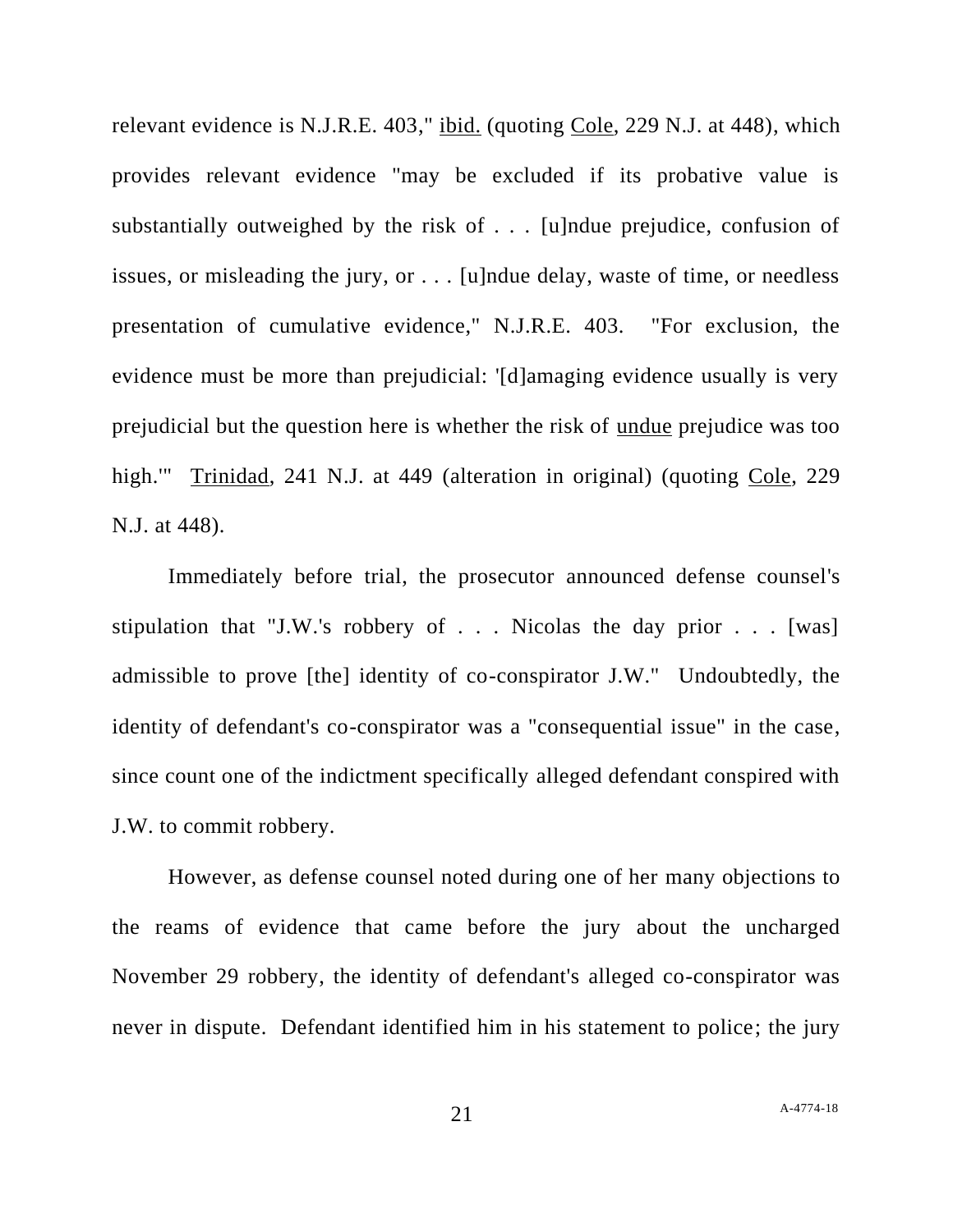relevant evidence is N.J.R.E. 403," ibid. (quoting Cole, 229 N.J. at 448), which provides relevant evidence "may be excluded if its probative value is substantially outweighed by the risk of . . . [u]ndue prejudice, confusion of issues, or misleading the jury, or . . . [u]ndue delay, waste of time, or needless presentation of cumulative evidence," N.J.R.E. 403. "For exclusion, the evidence must be more than prejudicial: '[d]amaging evidence usually is very prejudicial but the question here is whether the risk of undue prejudice was too high.'" Trinidad, 241 N.J. at 449 (alteration in original) (quoting Cole, 229 N.J. at 448).

Immediately before trial, the prosecutor announced defense counsel's stipulation that "J.W.'s robbery of . . . Nicolas the day prior . . . [was] admissible to prove [the] identity of co-conspirator J.W." Undoubtedly, the identity of defendant's co-conspirator was a "consequential issue" in the case, since count one of the indictment specifically alleged defendant conspired with J.W. to commit robbery.

However, as defense counsel noted during one of her many objections to the reams of evidence that came before the jury about the uncharged November 29 robbery, the identity of defendant's alleged co-conspirator was never in dispute. Defendant identified him in his statement to police; the jury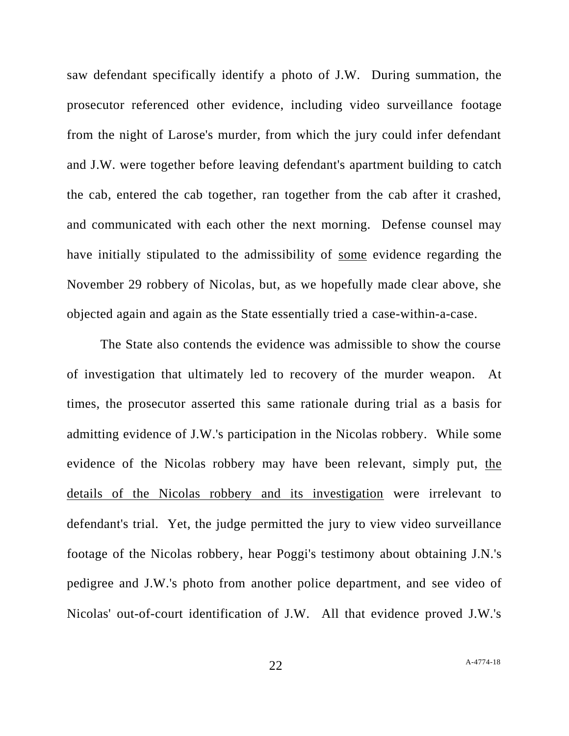saw defendant specifically identify a photo of J.W. During summation, the prosecutor referenced other evidence, including video surveillance footage from the night of Larose's murder, from which the jury could infer defendant and J.W. were together before leaving defendant's apartment building to catch the cab, entered the cab together, ran together from the cab after it crashed, and communicated with each other the next morning. Defense counsel may have initially stipulated to the admissibility of <u>some</u> evidence regarding the November 29 robbery of Nicolas, but, as we hopefully made clear above, she objected again and again as the State essentially tried a case-within-a-case.

The State also contends the evidence was admissible to show the course of investigation that ultimately led to recovery of the murder weapon. At times, the prosecutor asserted this same rationale during trial as a basis for admitting evidence of J.W.'s participation in the Nicolas robbery. While some evidence of the Nicolas robbery may have been relevant, simply put, <u>the details of the Nicolas robbery and its investigation</u> were irrelevant to defendant's trial. Yet, the judge permitted the jury to view video surveillance footage of the Nicolas robbery, hear Poggi's testimony about obtaining J.N.'s pedigree and J.W.'s photo from another police department, and see video of Nicolas' out-of-court identification of J.W. All that evidence proved J.W.'s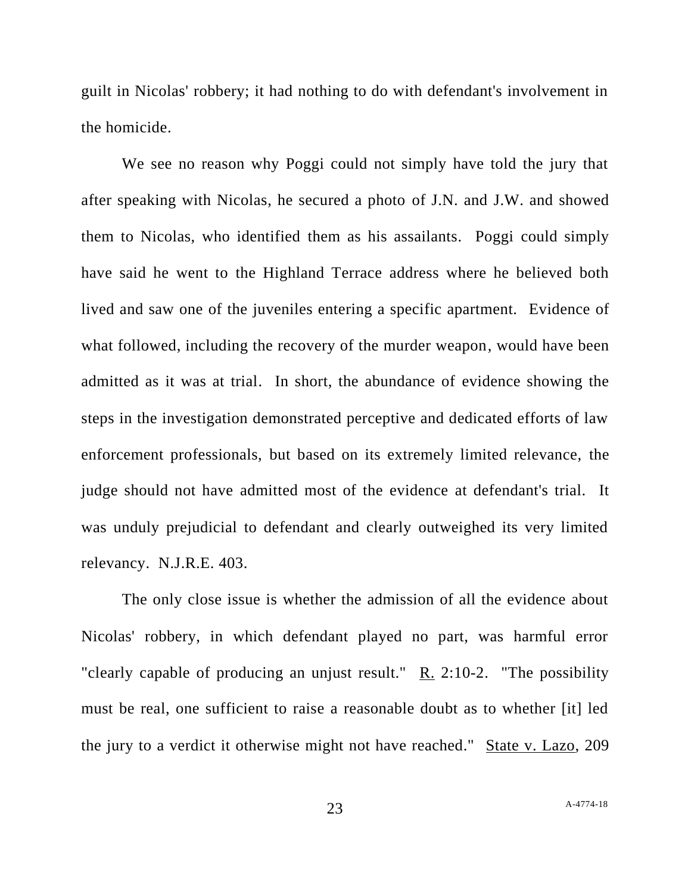guilt in Nicolas' robbery; it had nothing to do with defendant's involvement in the homicide.

We see no reason why Poggi could not simply have told the jury that after speaking with Nicolas, he secured a photo of J.N. and J.W. and showed them to Nicolas, who identified them as his assailants. Poggi could simply have said he went to the Highland Terrace address where he believed both lived and saw one of the juveniles entering a specific apartment. Evidence of what followed, including the recovery of the murder weapon, would have been admitted as it was at trial. In short, the abundance of evidence showing the steps in the investigation demonstrated perceptive and dedicated efforts of law enforcement professionals, but based on its extremely limited relevance, the judge should not have admitted most of the evidence at defendant's trial. It was unduly prejudicial to defendant and clearly outweighed its very limited relevancy. N.J.R.E. 403.

The only close issue is whether the admission of all the evidence about Nicolas' robbery, in which defendant played no part, was harmful error "clearly capable of producing an unjust result." R. 2:10-2. "The possibility must be real, one sufficient to raise a reasonable doubt as to whether [it] led the jury to a verdict it otherwise might not have reached." State v. Lazo, 209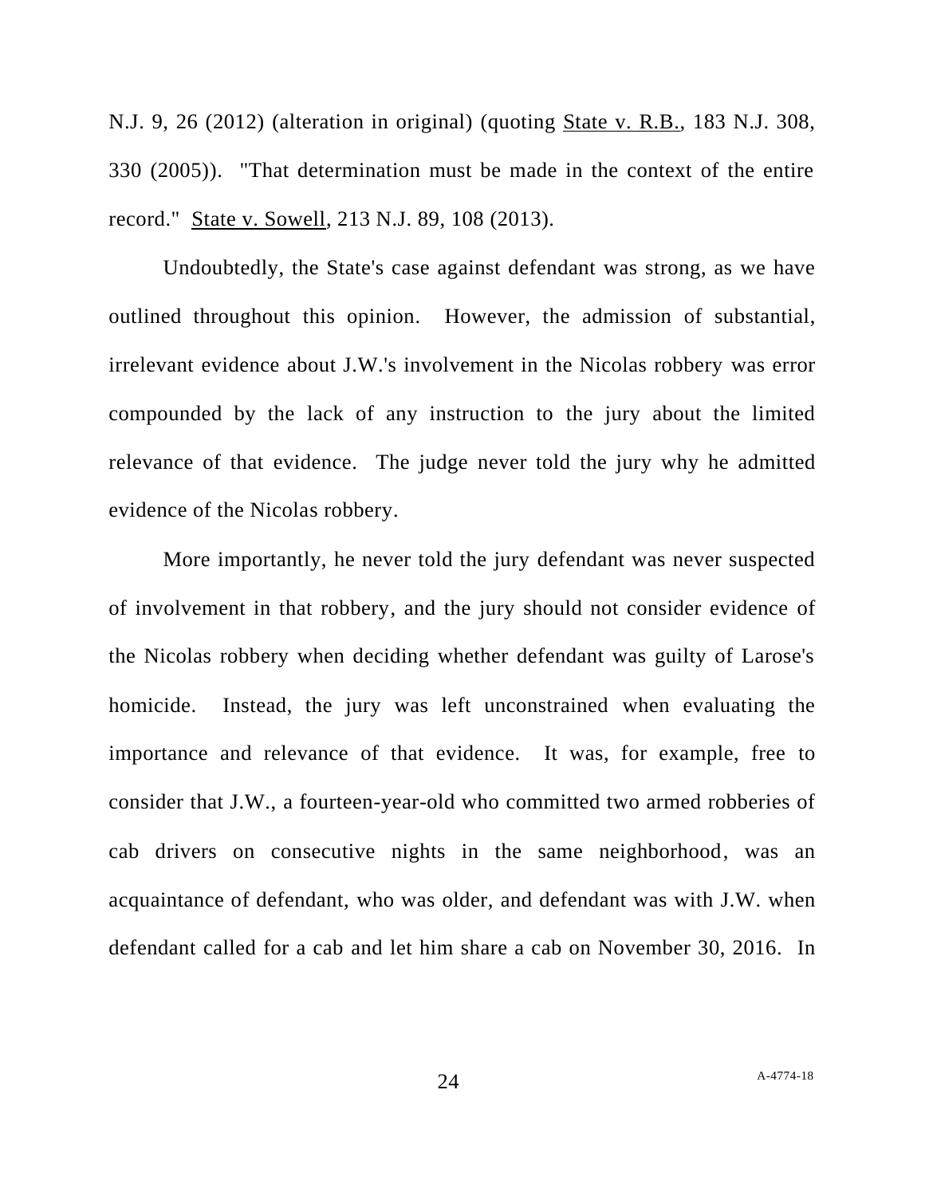N.J. 9, 26 (2012) (alteration in original) (quoting State v. R.B., 183 N.J. 308, 330 (2005)). "That determination must be made in the context of the entire record." State v. Sowell, 213 N.J. 89, 108 (2013).

Undoubtedly, the State's case against defendant was strong, as we have outlined throughout this opinion. However, the admission of substantial, irrelevant evidence about J.W.'s involvement in the Nicolas robbery was error compounded by the lack of any instruction to the jury about the limited relevance of that evidence. The judge never told the jury why he admitted evidence of the Nicolas robbery.

More importantly, he never told the jury defendant was never suspected of involvement in that robbery, and the jury should not consider evidence of the Nicolas robbery when deciding whether defendant was guilty of Larose's homicide. Instead, the jury was left unconstrained when evaluating the importance and relevance of that evidence. It was, for example, free to consider that J.W., a fourteen-year-old who committed two armed robberies of cab drivers on consecutive nights in the same neighborhood, was an acquaintance of defendant, who was older, and defendant was with J.W. when defendant called for a cab and let him share a cab on November 30, 2016. In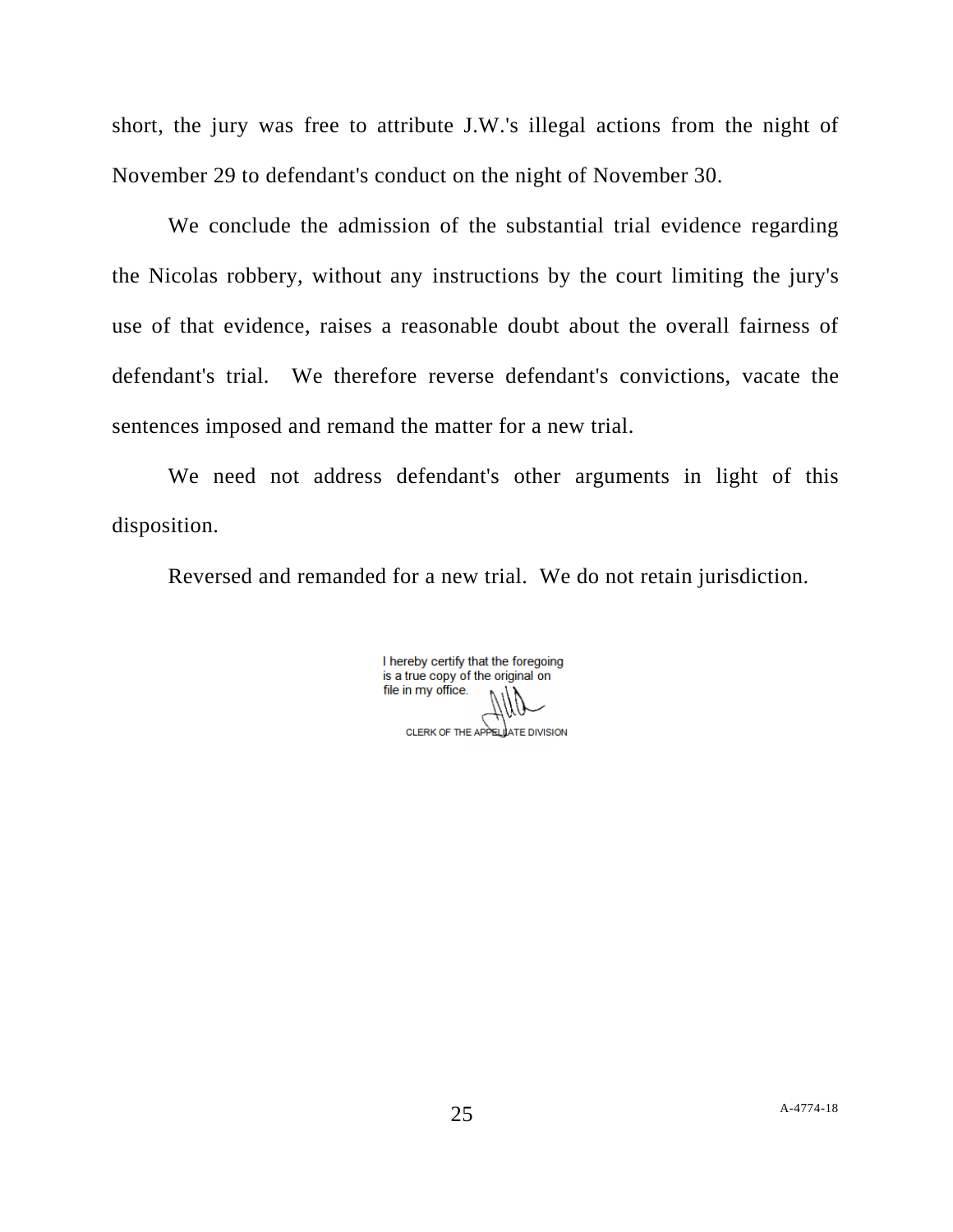short, the jury was free to attribute J.W.'s illegal actions from the night of November 29 to defendant's conduct on the night of November 30.

We conclude the admission of the substantial trial evidence regarding the Nicolas robbery, without any instructions by the court limiting the jury's use of that evidence, raises a reasonable doubt about the overall fairness of defendant's trial. We therefore reverse defendant's convictions, vacate the sentences imposed and remand the matter for a new trial.

We need not address defendant's other arguments in light of this disposition.

Reversed and remanded for a new trial. We do not retain jurisdiction.

I hereby certify that the foregoing is a true copy of the original on file in my office.

CLERK OF THE APPELLATE DIVISION